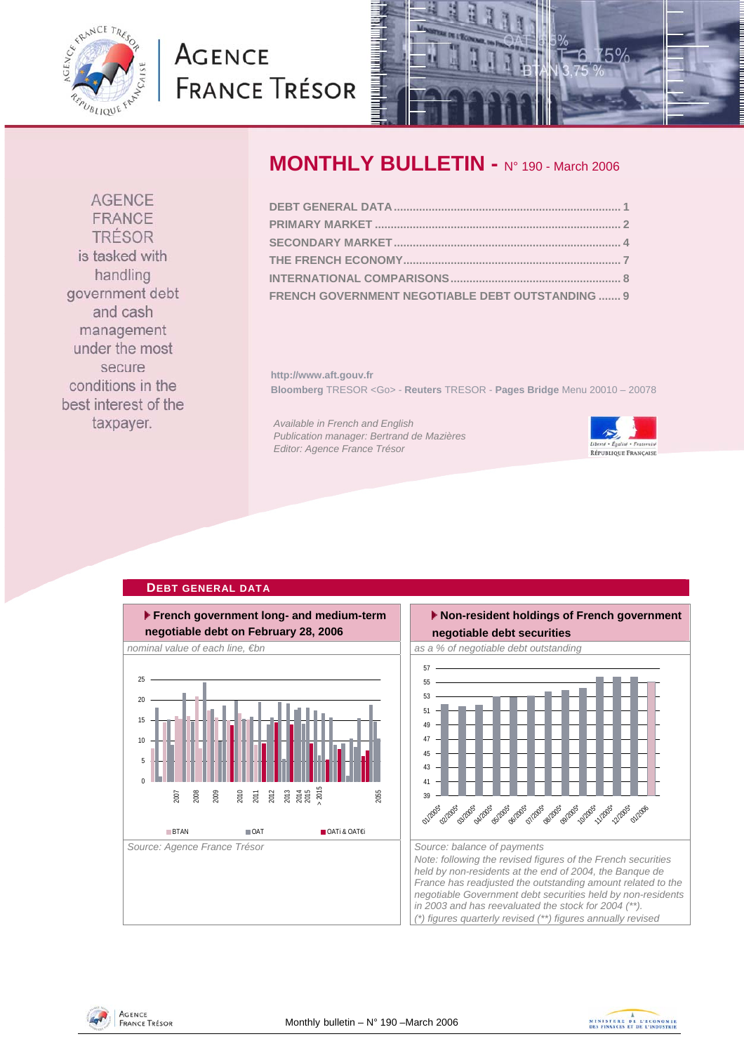AGENCE FRANCE TRÉSOR

# MONTHLY BULLETIN - N° 190 - March 2006

AGENCE FRANCE TRÉSOR is tasked with handling government debt and cash management under the most secure conditions in the best interest of the taxpayer.

- DEBT GENERAL DATA ........ 1
- PRIMARY MARKET ........ 2
- SECONDARY MARKET ........ 4
- THE FRENCH ECONOMY ........ 7
- INTERNATIONAL COMPARISONS ........ 8
- FRENCH GOVERNMENT NEGOTIABLE DEBT OUTSTANDING ........ 9

http://www.aft.gouv.fr
**Bloomberg** TRESOR <Go> - **Reuters** TRESOR - **Pages Bridge** Menu 20010 – 20078

*Available in French and English*
*Publication manager: Bertrand de Mazières*
*Editor: Agence France Trésor*

## DEBT GENERAL DATA

### French government long- and medium-term negotiable debt on February 28, 2006

*nominal value of each line, €bn*

Legend: BTAN, OAT, OATi & OAT€i

*Source: Agence France Trésor*

### Non-resident holdings of French government negotiable debt securities

*as a % of negotiable debt outstanding*

*Source: balance of payments*

*Note: following the revised figures of the French securities held by non-residents at the end of 2004, the Banque de France has readjusted the outstanding amount related to the negotiable Government debt securities held by non-residents in 2003 and has reevaluated the stock for 2004 (\*\*).*

*(\*) figures quarterly revised (\*\*) figures annually revised*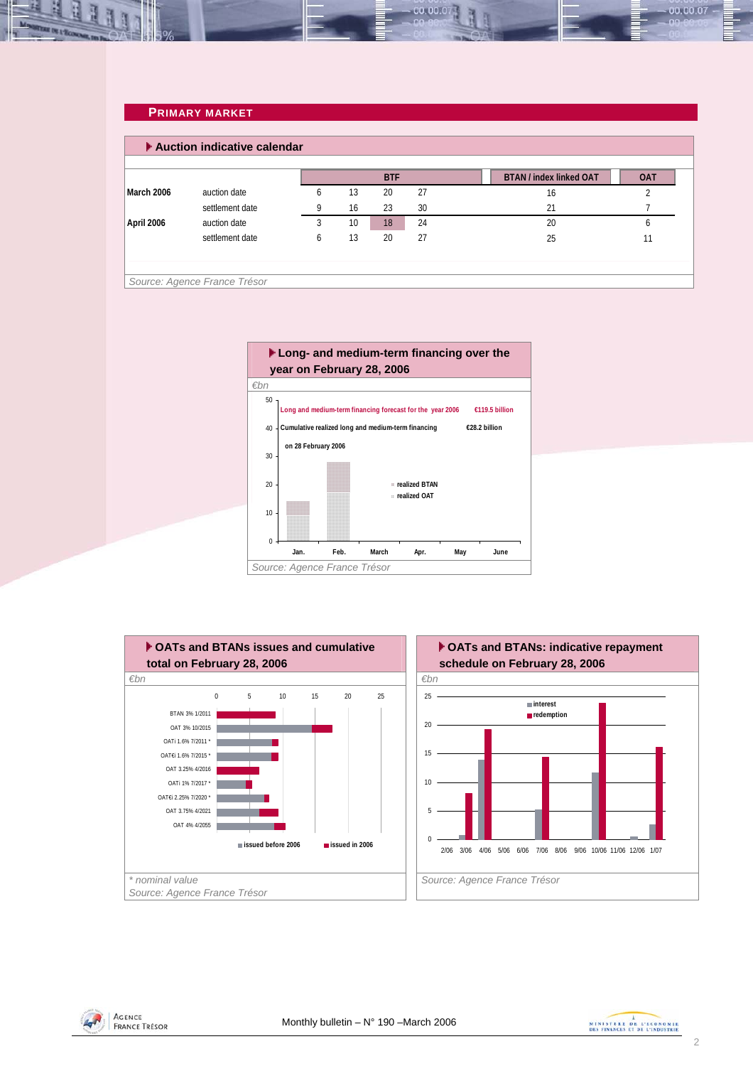## PRIMARY MARKET

### Auction indicative calendar

| | | BTF | | | | BTAN / index linked OAT | OAT |
|---|---|---|---|---|---|---|---|
| March 2006 | auction date | 6 | 13 | 20 | 27 | 16 | 2 |
| | settlement date | 9 | 16 | 23 | 30 | 21 | 7 |
| April 2006 | auction date | 3 | 10 | 18 | 24 | 20 | 6 |
| | settlement date | 6 | 13 | 20 | 27 | 25 | 11 |

*Source: Agence France Trésor*

### Long- and medium-term financing over the year on February 28, 2006

*€bn*

Long and medium-term financing forecast for the year 2006: €119.5 billion

Cumulative realized long and medium-term financing on 28 February 2006: €28.2 billion

Legend: realized BTAN; realized OAT

Months: Jan., Feb., March, Apr., May, June

*Source: Agence France Trésor*

### OATs and BTANs issues and cumulative total on February 28, 2006

*€bn*

Lines: BTAN 3% 1/2011; OAT 3% 10/2015; OATi 1.6% 7/2011 *; OAT€i 1.6% 7/2015 *; OAT 3.25% 4/2016; OATi 1% 7/2017 *; OAT€i 2.25% 7/2020 *; OAT 3.75% 4/2021; OAT 4% 4/2055

Legend: issued before 2006; issued in 2006

*\* nominal value*

*Source: Agence France Trésor*

### OATs and BTANs: indicative repayment schedule on February 28, 2006

*€bn*

Legend: interest; redemption

Months: 2/06, 3/06, 4/06, 5/06, 6/06, 7/06, 8/06, 9/06, 10/06, 11/06, 12/06, 1/07

*Source: Agence France Trésor*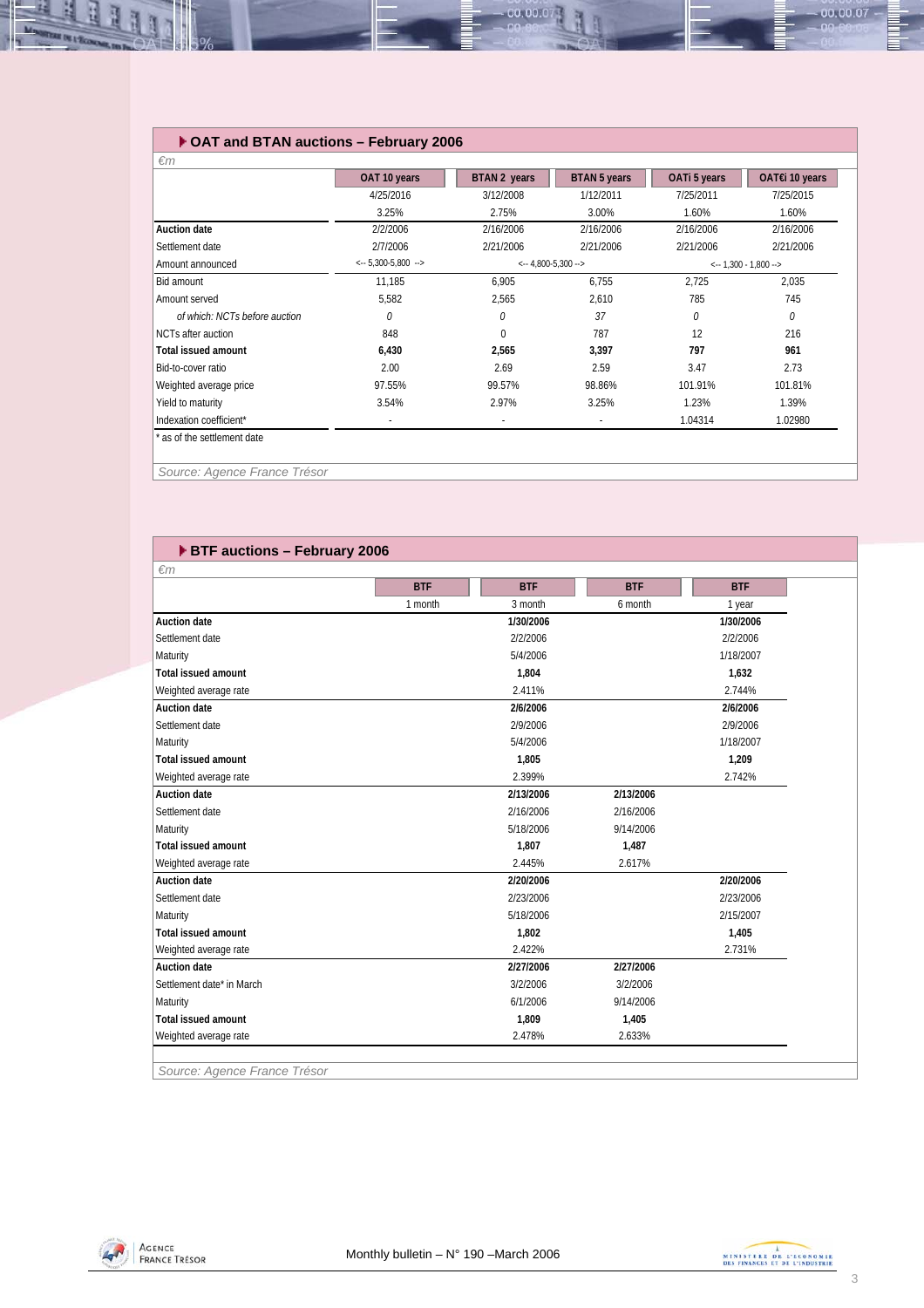## OAT and BTAN auctions – February 2006

*€m*

| | OAT 10 years | BTAN 2 years | BTAN 5 years | OATi 5 years | OAT€i 10 years |
|---|---|---|---|---|---|
| | 4/25/2016 | 3/12/2008 | 1/12/2011 | 7/25/2011 | 7/25/2015 |
| | 3.25% | 2.75% | 3.00% | 1.60% | 1.60% |
| **Auction date** | 2/2/2006 | 2/16/2006 | 2/16/2006 | 2/16/2006 | 2/16/2006 |
| Settlement date | 2/7/2006 | 2/21/2006 | 2/21/2006 | 2/21/2006 | 2/21/2006 |
| Amount announced | <-- 5,300-5,800 --> | <-- 4,800-5,300 --> | | <-- 1,300 - 1,800 --> | |
| Bid amount | 11,185 | 6,905 | 6,755 | 2,725 | 2,035 |
| Amount served | 5,582 | 2,565 | 2,610 | 785 | 745 |
| *of which: NCTs before auction* | *0* | *0* | *37* | *0* | *0* |
| NCTs after auction | 848 | 0 | 787 | 12 | 216 |
| **Total issued amount** | **6,430** | **2,565** | **3,397** | **797** | **961** |
| Bid-to-cover ratio | 2.00 | 2.69 | 2.59 | 3.47 | 2.73 |
| Weighted average price | 97.55% | 99.57% | 98.86% | 101.91% | 101.81% |
| Yield to maturity | 3.54% | 2.97% | 3.25% | 1.23% | 1.39% |
| Indexation coefficient* | - | - | - | 1.04314 | 1.02980 |

* as of the settlement date

*Source: Agence France Trésor*

## BTF auctions – February 2006

*€m*

| | BTF | BTF | BTF | BTF |
|---|---|---|---|---|
| | 1 month | 3 month | 6 month | 1 year |
| **Auction date** | | **1/30/2006** | | **1/30/2006** |
| Settlement date | | 2/2/2006 | | 2/2/2006 |
| Maturity | | 5/4/2006 | | 1/18/2007 |
| **Total issued amount** | | **1,804** | | **1,632** |
| Weighted average rate | | 2.411% | | 2.744% |
| **Auction date** | | **2/6/2006** | | **2/6/2006** |
| Settlement date | | 2/9/2006 | | 2/9/2006 |
| Maturity | | 5/4/2006 | | 1/18/2007 |
| **Total issued amount** | | **1,805** | | **1,209** |
| Weighted average rate | | 2.399% | | 2.742% |
| **Auction date** | | **2/13/2006** | **2/13/2006** | |
| Settlement date | | 2/16/2006 | 2/16/2006 | |
| Maturity | | 5/18/2006 | 9/14/2006 | |
| **Total issued amount** | | **1,807** | **1,487** | |
| Weighted average rate | | 2.445% | 2.617% | |
| **Auction date** | | **2/20/2006** | | **2/20/2006** |
| Settlement date | | 2/23/2006 | | 2/23/2006 |
| Maturity | | 5/18/2006 | | 2/15/2007 |
| **Total issued amount** | | **1,802** | | **1,405** |
| Weighted average rate | | 2.422% | | 2.731% |
| **Auction date** | | **2/27/2006** | **2/27/2006** | |
| Settlement date* in March | | 3/2/2006 | 3/2/2006 | |
| Maturity | | 6/1/2006 | 9/14/2006 | |
| **Total issued amount** | | **1,809** | **1,405** | |
| Weighted average rate | | 2.478% | 2.633% | |

*Source: Agence France Trésor*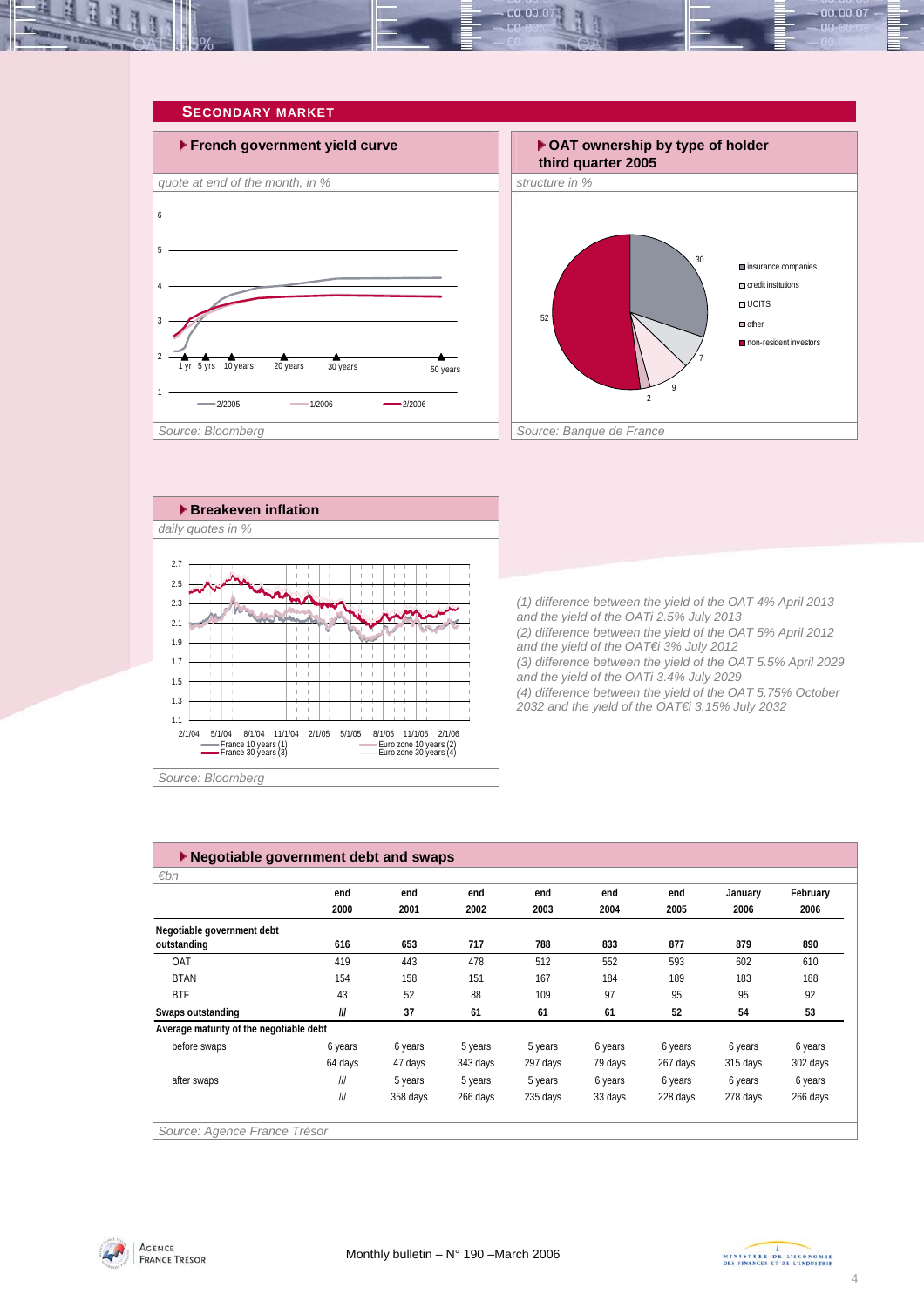## SECONDARY MARKET

### French government yield curve

*quote at end of the month, in %*

Source: Bloomberg

### OAT ownership by type of holder third quarter 2005

*structure in %*

Source: Banque de France

### Breakeven inflation

*daily quotes in %*

Source: Bloomberg

*(1) difference between the yield of the OAT 4% April 2013 and the yield of the OATi 2.5% July 2013*
*(2) difference between the yield of the OAT 5% April 2012 and the yield of the OAT€i 3% July 2012*
*(3) difference between the yield of the OAT 5.5% April 2029 and the yield of the OATi 3.4% July 2029*
*(4) difference between the yield of the OAT 5.75% October 2032 and the yield of the OAT€i 3.15% July 2032*

### Negotiable government debt and swaps

*€bn*

| | end 2000 | end 2001 | end 2002 | end 2003 | end 2004 | end 2005 | January 2006 | February 2006 |
|---|---|---|---|---|---|---|---|---|
| **Negotiable government debt outstanding** | **616** | **653** | **717** | **788** | **833** | **877** | **879** | **890** |
| OAT | 419 | 443 | 478 | 512 | 552 | 593 | 602 | 610 |
| BTAN | 154 | 158 | 151 | 167 | 184 | 189 | 183 | 188 |
| BTF | 43 | 52 | 88 | 109 | 97 | 95 | 95 | 92 |
| **Swaps outstanding** | **///** | **37** | **61** | **61** | **61** | **52** | **54** | **53** |
| **Average maturity of the negotiable debt** | | | | | | | | |
| before swaps | 6 years | 6 years | 5 years | 5 years | 6 years | 6 years | 6 years | 6 years |
| | 64 days | 47 days | 343 days | 297 days | 79 days | 267 days | 315 days | 302 days |
| after swaps | /// | 5 years | 5 years | 5 years | 6 years | 6 years | 6 years | 6 years |
| | /// | 358 days | 266 days | 235 days | 33 days | 228 days | 278 days | 266 days |

Source: Agence France Trésor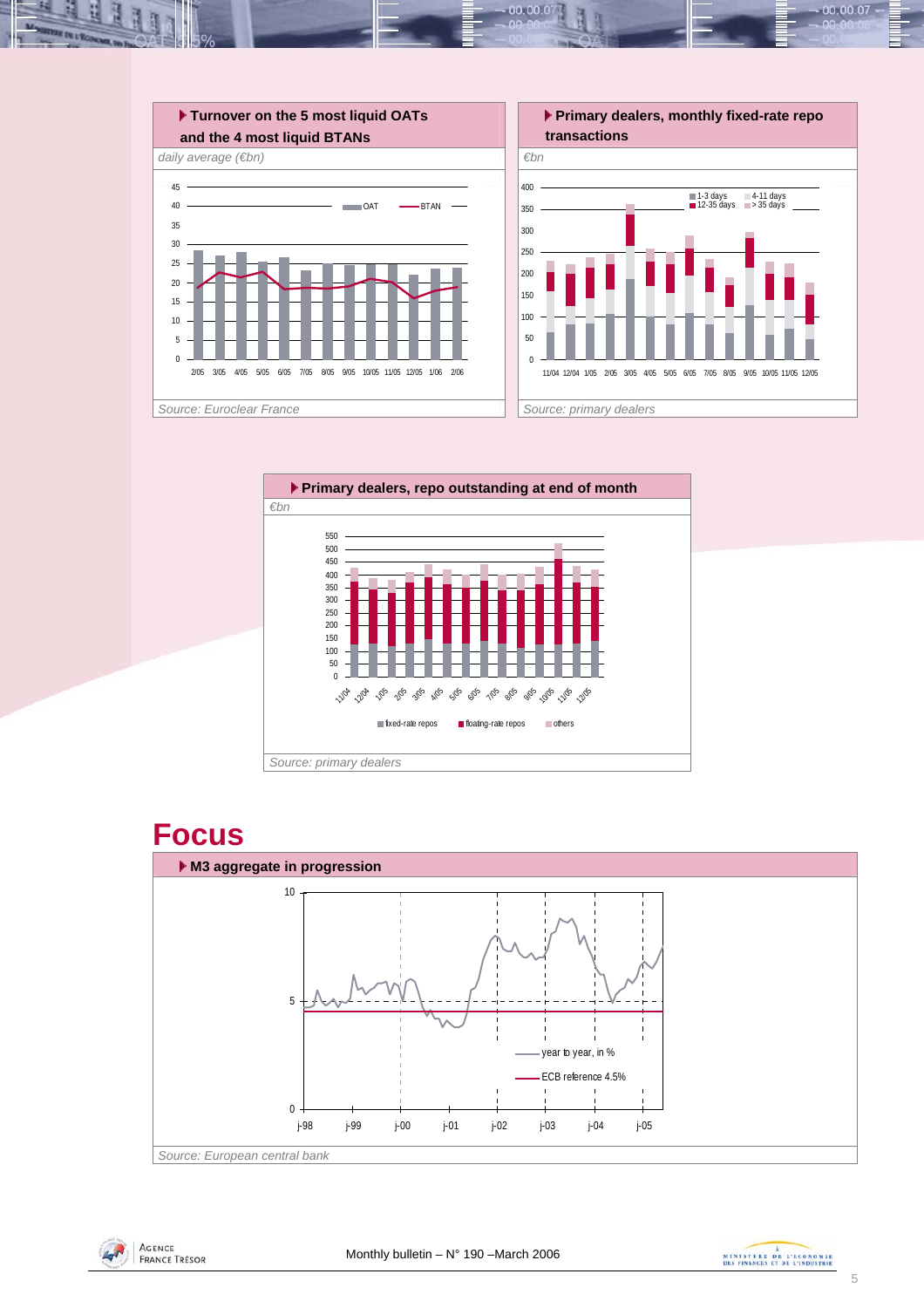### Turnover on the 5 most liquid OATs and the 4 most liquid BTANs

*daily average (€bn)*

*Source: Euroclear France*

### Primary dealers, monthly fixed-rate repo transactions

*€bn*

*Source: primary dealers*

### Primary dealers, repo outstanding at end of month

*€bn*

*Source: primary dealers*

# Focus

### M3 aggregate in progression

*Source: European central bank*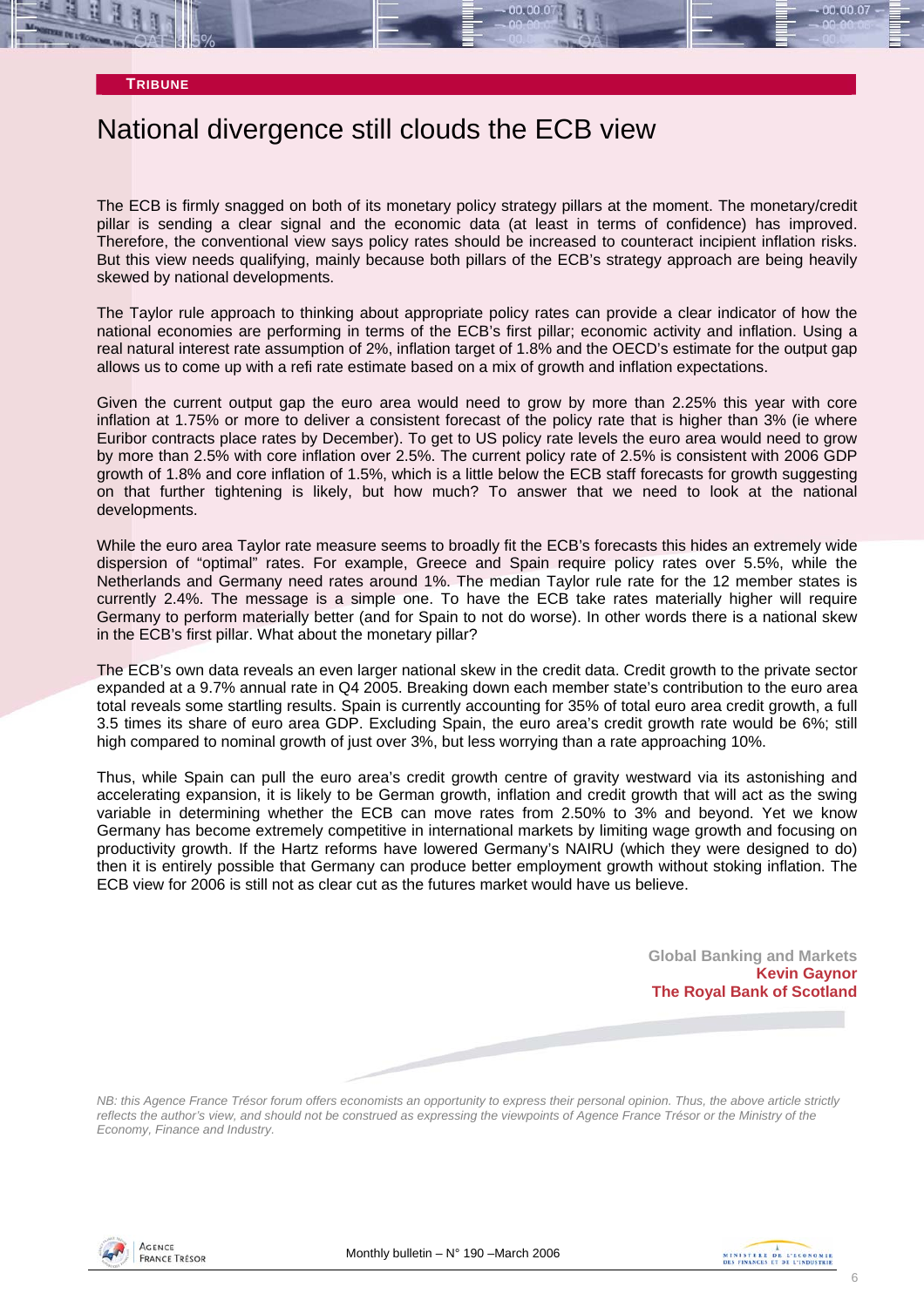**TRIBUNE**

# National divergence still clouds the ECB view

The ECB is firmly snagged on both of its monetary policy strategy pillars at the moment. The monetary/credit pillar is sending a clear signal and the economic data (at least in terms of confidence) has improved. Therefore, the conventional view says policy rates should be increased to counteract incipient inflation risks. But this view needs qualifying, mainly because both pillars of the ECB's strategy approach are being heavily skewed by national developments.

The Taylor rule approach to thinking about appropriate policy rates can provide a clear indicator of how the national economies are performing in terms of the ECB's first pillar; economic activity and inflation. Using a real natural interest rate assumption of 2%, inflation target of 1.8% and the OECD's estimate for the output gap allows us to come up with a refi rate estimate based on a mix of growth and inflation expectations.

Given the current output gap the euro area would need to grow by more than 2.25% this year with core inflation at 1.75% or more to deliver a consistent forecast of the policy rate that is higher than 3% (ie where Euribor contracts place rates by December). To get to US policy rate levels the euro area would need to grow by more than 2.5% with core inflation over 2.5%. The current policy rate of 2.5% is consistent with 2006 GDP growth of 1.8% and core inflation of 1.5%, which is a little below the ECB staff forecasts for growth suggesting on that further tightening is likely, but how much? To answer that we need to look at the national developments.

While the euro area Taylor rate measure seems to broadly fit the ECB's forecasts this hides an extremely wide dispersion of "optimal" rates. For example, Greece and Spain require policy rates over 5.5%, while the Netherlands and Germany need rates around 1%. The median Taylor rule rate for the 12 member states is currently 2.4%. The message is a simple one. To have the ECB take rates materially higher will require Germany to perform materially better (and for Spain to not do worse). In other words there is a national skew in the ECB's first pillar. What about the monetary pillar?

The ECB's own data reveals an even larger national skew in the credit data. Credit growth to the private sector expanded at a 9.7% annual rate in Q4 2005. Breaking down each member state's contribution to the euro area total reveals some startling results. Spain is currently accounting for 35% of total euro area credit growth, a full 3.5 times its share of euro area GDP. Excluding Spain, the euro area's credit growth rate would be 6%; still high compared to nominal growth of just over 3%, but less worrying than a rate approaching 10%.

Thus, while Spain can pull the euro area's credit growth centre of gravity westward via its astonishing and accelerating expansion, it is likely to be German growth, inflation and credit growth that will act as the swing variable in determining whether the ECB can move rates from 2.50% to 3% and beyond. Yet we know Germany has become extremely competitive in international markets by limiting wage growth and focusing on productivity growth. If the Hartz reforms have lowered Germany's NAIRU (which they were designed to do) then it is entirely possible that Germany can produce better employment growth without stoking inflation. The ECB view for 2006 is still not as clear cut as the futures market would have us believe.

**Global Banking and Markets**
**Kevin Gaynor**
**The Royal Bank of Scotland**

*NB: this Agence France Trésor forum offers economists an opportunity to express their personal opinion. Thus, the above article strictly reflects the author's view, and should not be construed as expressing the viewpoints of Agence France Trésor or the Ministry of the Economy, Finance and Industry.*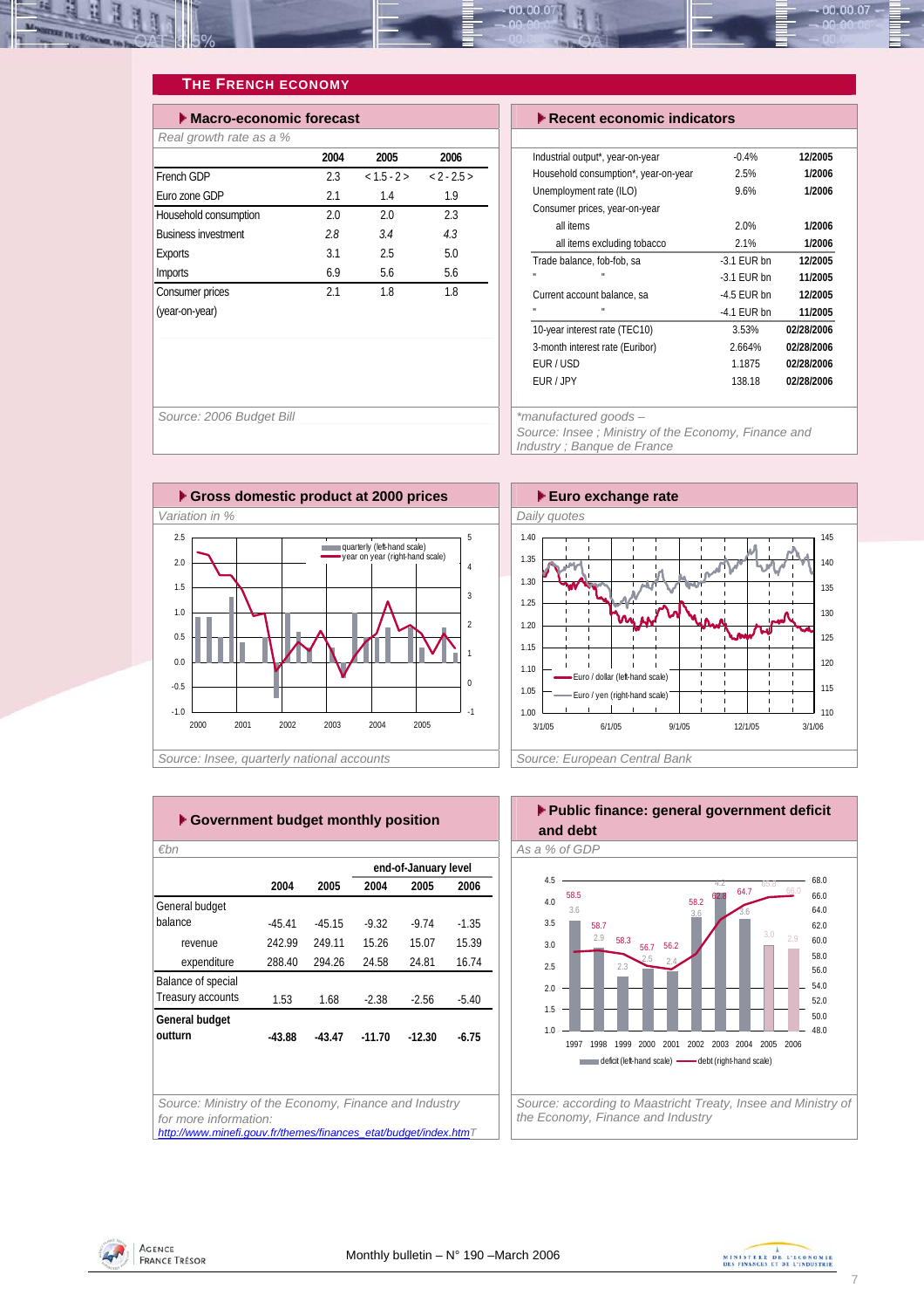## The French Economy

### Macro-economic forecast

*Real growth rate as a %*

| | 2004 | 2005 | 2006 |
|---|---|---|---|
| French GDP | 2.3 | < 1.5 - 2 > | < 2 - 2.5 > |
| Euro zone GDP | 2.1 | 1.4 | 1.9 |
| Household consumption | 2.0 | 2.0 | 2.3 |
| Business investment | *2.8* | *3.4* | *4.3* |
| Exports | 3.1 | 2.5 | 5.0 |
| Imports | 6.9 | 5.6 | 5.6 |
| Consumer prices (year-on-year) | 2.1 | 1.8 | 1.8 |

*Source: 2006 Budget Bill*

### Recent economic indicators

| | | |
|---|---|---|
| Industrial output*, year-on-year | -0.4% | 12/2005 |
| Household consumption*, year-on-year | 2.5% | 1/2006 |
| Unemployment rate (ILO) | 9.6% | 1/2006 |
| Consumer prices, year-on-year | | |
| all items | 2.0% | 1/2006 |
| all items excluding tobacco | 2.1% | 1/2006 |
| Trade balance, fob-fob, sa | -3.1 EUR bn | 12/2005 |
| " " | -3.1 EUR bn | 11/2005 |
| Current account balance, sa | -4.5 EUR bn | 12/2005 |
| " " | -4.1 EUR bn | 11/2005 |
| 10-year interest rate (TEC10) | 3.53% | 02/28/2006 |
| 3-month interest rate (Euribor) | 2.664% | 02/28/2006 |
| EUR / USD | 1.1875 | 02/28/2006 |
| EUR / JPY | 138.18 | 02/28/2006 |

*\*manufactured goods –*
*Source: Insee ; Ministry of the Economy, Finance and Industry ; Banque de France*

### Gross domestic product at 2000 prices

*Variation in %*

Legend: quarterly (left-hand scale); year on year (right-hand scale)

*Source: Insee, quarterly national accounts*

### Euro exchange rate

*Daily quotes*

Legend: Euro / dollar (left-hand scale); Euro / yen (right-hand scale)

*Source: European Central Bank*

### Government budget monthly position

*€bn*

| | 2004 | 2005 | end-of-January level 2004 | 2005 | 2006 |
|---|---|---|---|---|---|
| General budget balance | -45.41 | -45.15 | -9.32 | -9.74 | -1.35 |
| revenue | 242.99 | 249.11 | 15.26 | 15.07 | 15.39 |
| expenditure | 288.40 | 294.26 | 24.58 | 24.81 | 16.74 |
| Balance of special Treasury accounts | 1.53 | 1.68 | -2.38 | -2.56 | -5.40 |
| **General budget outturn** | **-43.88** | **-43.47** | **-11.70** | **-12.30** | **-6.75** |

*Source: Ministry of the Economy, Finance and Industry*
*for more information:*
*http://www.minefi.gouv.fr/themes/finances_etat/budget/index.htm*

### Public finance: general government deficit and debt

*As a % of GDP*

| | 1997 | 1998 | 1999 | 2000 | 2001 | 2002 | 2003 | 2004 | 2005 | 2006 |
|---|---|---|---|---|---|---|---|---|---|---|
| deficit (left-hand scale) | 3.6 | 2.9 | 2.3 | 2.5 | 2.4 | 3.6 | 4.2 | 3.6 | 3.0 | 2.9 |
| debt (right-hand scale) | 58.5 | 58.7 | 58.3 | 56.7 | 56.2 | 58.2 | 62.8 | 64.7 | 65.8 | 66.0 |

*Source: according to Maastricht Treaty, Insee and Ministry of the Economy, Finance and Industry*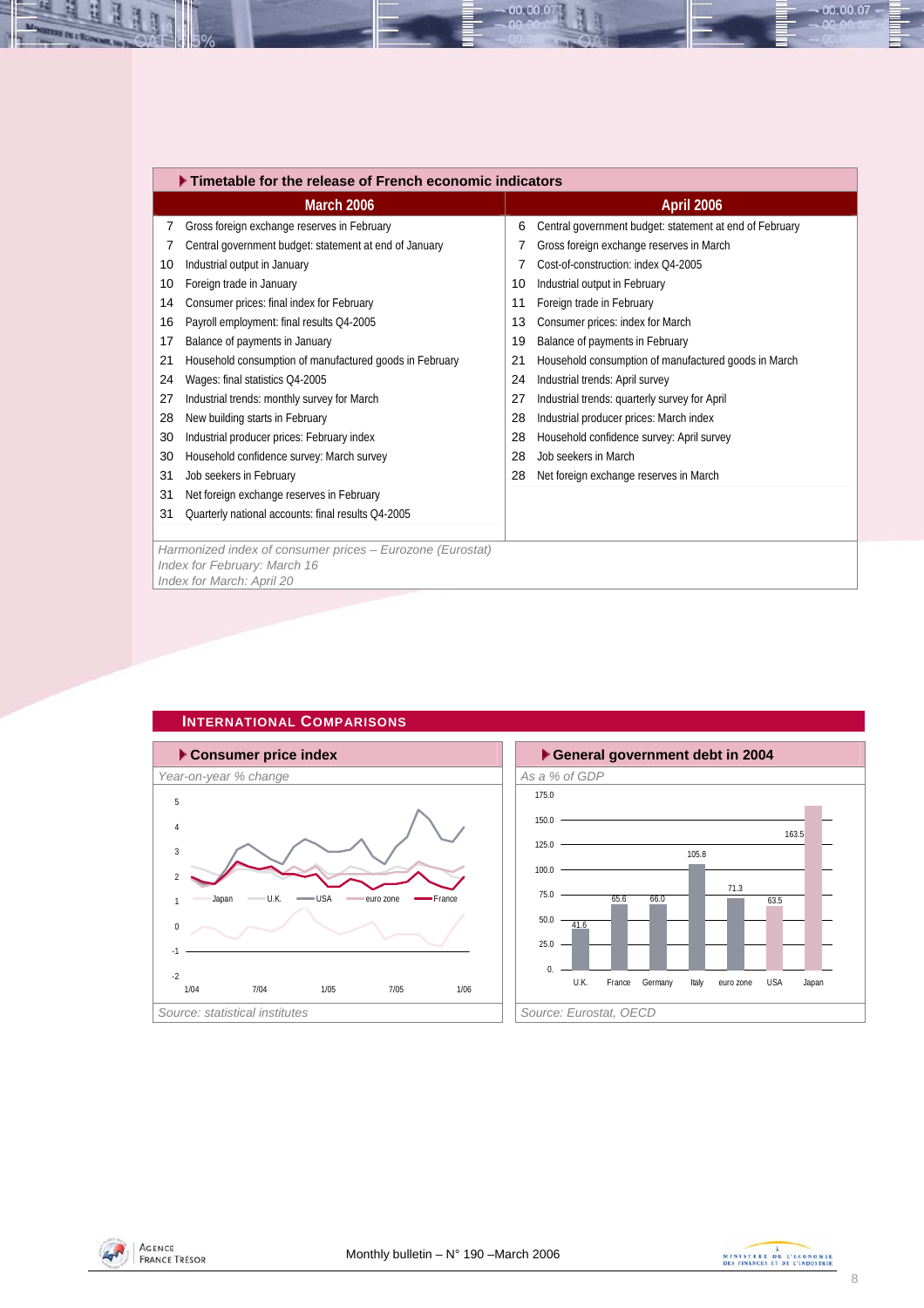## Timetable for the release of French economic indicators

| March 2006 | | April 2006 | |
|---|---|---|---|
| 7 | Gross foreign exchange reserves in February | 6 | Central government budget: statement at end of February |
| 7 | Central government budget: statement at end of January | 7 | Gross foreign exchange reserves in March |
| 10 | Industrial output in January | 7 | Cost-of-construction: index Q4-2005 |
| 10 | Foreign trade in January | 10 | Industrial output in February |
| 14 | Consumer prices: final index for February | 11 | Foreign trade in February |
| 16 | Payroll employment: final results Q4-2005 | 13 | Consumer prices: index for March |
| 17 | Balance of payments in January | 19 | Balance of payments in February |
| 21 | Household consumption of manufactured goods in February | 21 | Household consumption of manufactured goods in March |
| 24 | Wages: final statistics Q4-2005 | 24 | Industrial trends: April survey |
| 27 | Industrial trends: monthly survey for March | 27 | Industrial trends: quarterly survey for April |
| 28 | New building starts in February | 28 | Industrial producer prices: March index |
| 30 | Industrial producer prices: February index | 28 | Household confidence survey: April survey |
| 30 | Household confidence survey: March survey | 28 | Job seekers in March |
| 31 | Job seekers in February | 28 | Net foreign exchange reserves in March |
| 31 | Net foreign exchange reserves in February | | |
| 31 | Quarterly national accounts: final results Q4-2005 | | |

*Harmonized index of consumer prices – Eurozone (Eurostat)*
*Index for February: March 16*
*Index for March: April 20*

## International Comparisons

### Consumer price index

*Year-on-year % change*

Legend: Japan, U.K., USA, euro zone, France

*Source: statistical institutes*

### General government debt in 2004

*As a % of GDP*

| Country | Debt (% of GDP) |
|---|---|
| U.K. | 41.6 |
| France | 65.6 |
| Germany | 66.0 |
| Italy | 105.8 |
| euro zone | 71.3 |
| USA | 63.5 |
| Japan | 163.5 |

*Source: Eurostat, OECD*

Agence France Trésor — Monthly bulletin – N° 190 –March 2006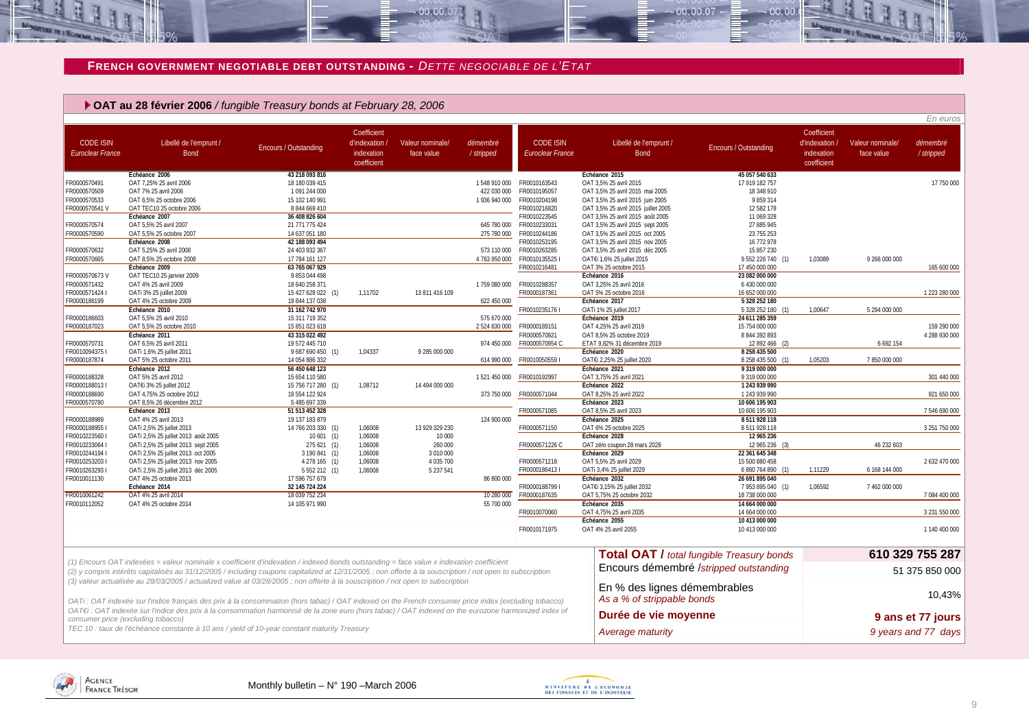## FRENCH GOVERNMENT NEGOTIABLE DEBT OUTSTANDING - *DETTE NEGOCIABLE DE L'ETAT*

### OAT au 28 février 2006 / *fungible Treasury bonds at February 28, 2006*

*En euros*

| CODE ISIN *Euroclear France* | Libellé de l'emprunt / Bond | Encours / Outstanding | Coefficient d'indexation / indexation coefficient | Valeur nominale/ face value | démembré / stripped |
|---|---|---|---|---|---|
| | **Échéance 2006** | **43 218 093 816** | | | |
| FR0000570491 | OAT 7,25% 25 avril 2006 | 18 180 039 415 | | | 1 548 910 000 |
| FR0000570509 | OAT 7% 25 avril 2006 | 1 091 244 000 | | | 422 030 000 |
| FR0000570533 | OAT 6,5% 25 octobre 2006 | 15 102 140 991 | | | 1 936 940 000 |
| FR0000570541 V | OAT TEC10 25 octobre 2006 | 8 844 669 410 | | | |
| | **Échéance 2007** | **36 408 826 604** | | | |
| FR0000570574 | OAT 5,5% 25 avril 2007 | 21 771 775 424 | | | 645 780 000 |
| FR0000570590 | OAT 5,5% 25 octobre 2007 | 14 637 051 180 | | | 275 780 000 |
| | **Échéance 2008** | **42 188 093 494** | | | |
| FR0000570632 | OAT 5,25% 25 avril 2008 | 24 403 932 367 | | | 573 110 000 |
| FR0000570665 | OAT 8,5% 25 octobre 2008 | 17 784 161 127 | | | 4 763 950 000 |
| | **Échéance 2009** | **63 765 067 929** | | | |
| FR0000570673 V | OAT TEC10 25 janvier 2009 | 9 853 044 498 | | | |
| FR0000571432 | OAT 4% 25 avril 2009 | 18 640 258 371 | | | 1 759 080 000 |
| FR0000571424 I | OATi 3% 25 juillet 2009 | 15 427 628 022 (1) | 1,11702 | 13 811 416 109 | |
| FR0000186199 | OAT 4% 25 octobre 2009 | 19 844 137 038 | | | 622 450 000 |
| | **Échéance 2010** | **31 162 742 970** | | | |
| FR0000186603 | OAT 5,5% 25 avril 2010 | 15 311 719 352 | | | 575 670 000 |
| FR0000187023 | OAT 5,5% 25 octobre 2010 | 15 851 023 618 | | | 2 524 630 000 |
| | **Échéance 2011** | **43 315 022 492** | | | |
| FR0000570731 | OAT 6,5% 25 avril 2011 | 19 572 445 710 | | | 974 450 000 |
| FR0010094375 I | OATi 1,6% 25 juillet 2011 | 9 687 690 450 (1) | 1,04337 | 9 285 000 000 | |
| FR0000187874 | OAT 5% 25 octobre 2011 | 14 054 886 332 | | | 614 990 000 |
| | **Échéance 2012** | **56 450 648 123** | | | |
| FR0000188328 | OAT 5% 25 avril 2012 | 15 654 110 580 | | | 1 521 450 000 |
| FR0000188013 I | OAT€i 3% 25 juillet 2012 | 15 756 717 280 (1) | 1,08712 | 14 494 000 000 | |
| FR0000188690 | OAT 4,75% 25 octobre 2012 | 19 554 122 924 | | | 373 750 000 |
| FR0000570780 | OAT 8,5% 26 décembre 2012 | 5 485 697 339 | | | |
| | **Échéance 2013** | **51 513 452 328** | | | |
| FR0000188989 | OAT 4% 25 avril 2013 | 19 137 183 879 | | | 124 900 000 |
| FR0000188955 I | OATi 2,5% 25 juillet 2013 | 14 766 203 330 (1) | 1,06008 | 13 929 329 230 | |
| FR0010223560 I | OATi 2,5% 25 juillet 2013 août 2005 | 10 601 (1) | 1,06008 | 10 000 | |
| FR0010233064 I | OATi 2,5% 25 juillet 2013 sept 2005 | 275 621 (1) | 1,06008 | 260 000 | |
| FR0010244194 I | OATi 2,5% 25 juillet 2013 oct 2005 | 3 190 841 (1) | 1,06008 | 3 010 000 | |
| FR0010253203 I | OATi 2,5% 25 juillet 2013 nov 2005 | 4 278 165 (1) | 1,06008 | 4 035 700 | |
| FR0010263293 I | OATi 2,5% 25 juillet 2013 déc 2005 | 5 552 212 (1) | 1,06008 | 5 237 541 | |
| FR0010011130 | OAT 4% 25 octobre 2013 | 17 596 757 679 | | | 86 800 000 |
| | **Échéance 2014** | **32 145 724 224** | | | |
| FR0010061242 | OAT 4% 25 avril 2014 | 18 039 752 234 | | | 10 280 000 |
| FR0010112052 | OAT 4% 25 octobre 2014 | 14 105 971 990 | | | 55 700 000 |
| | **Échéance 2015** | **45 057 540 633** | | | |
| FR0010163543 | OAT 3,5% 25 avril 2015 | 17 919 182 757 | | | 17 750 000 |
| FR0010195057 | OAT 3,5% 25 avril 2015 mai 2005 | 18 348 910 | | | |
| FR0010204198 | OAT 3,5% 25 avril 2015 juin 2005 | 9 859 314 | | | |
| FR0010216820 | OAT 3,5% 25 avril 2015 juillet 2005 | 12 582 178 | | | |
| FR0010223545 | OAT 3,5% 25 avril 2015 août 2005 | 11 069 328 | | | |
| FR0010233031 | OAT 3,5% 25 avril 2015 sept 2005 | 27 885 945 | | | |
| FR0010244186 | OAT 3,5% 25 avril 2015 oct 2005 | 23 755 253 | | | |
| FR0010253195 | OAT 3,5% 25 avril 2015 nov 2005 | 16 772 978 | | | |
| FR0010263285 | OAT 3,5% 25 avril 2015 déc 2005 | 15 857 230 | | | |
| FR0010135525 I | OAT€i 1,6% 25 juillet 2015 | 9 552 226 740 (1) | 1,03089 | 9 266 000 000 | |
| FR0010216481 | OAT 3% 25 octobre 2015 | 17 450 000 000 | | | 165 600 000 |
| | **Échéance 2016** | **23 082 000 000** | | | |
| FR0010288357 | OAT 3,25% 25 avril 2016 | 6 430 000 000 | | | |
| FR0000187361 | OAT 5% 25 octobre 2016 | 16 652 000 000 | | | 1 223 280 000 |
| | **Échéance 2017** | **5 328 252 180** | | | |
| FR0010235176 I | OATi 1% 25 juillet 2017 | 5 328 252 180 (1) | 1,00647 | 5 294 000 000 | |
| | **Échéance 2019** | **24 611 285 359** | | | |
| FR0000189151 | OAT 4,25% 25 avril 2019 | 15 754 000 000 | | | 159 290 000 |
| FR0000570921 | OAT 8,5% 25 octobre 2019 | 8 844 392 893 | | | 4 288 930 000 |
| FR0000570954 C | ETAT 9,82% 31 décembre 2019 | 12 892 466 (2) | | 6 692 154 | |
| | **Échéance 2020** | **8 258 435 500** | | | |
| FR0010050559 I | OAT€i 2,25% 25 juillet 2020 | 8 258 435 500 (1) | 1,05203 | 7 850 000 000 | |
| | **Échéance 2021** | **9 319 000 000** | | | |
| FR0010192997 | OAT 3,75% 25 avril 2021 | 9 319 000 000 | | | 301 440 000 |
| | **Échéance 2022** | **1 243 939 990** | | | |
| FR0000571044 | OAT 8,25% 25 avril 2022 | 1 243 939 990 | | | 921 650 000 |
| | **Échéance 2023** | **10 606 195 903** | | | |
| FR0000571085 | OAT 8,5% 25 avril 2023 | 10 606 195 903 | | | 7 546 690 000 |
| | **Échéance 2025** | **8 511 928 118** | | | |
| FR0000571150 | OAT 6% 25 octobre 2025 | 8 511 928 118 | | | 3 251 750 000 |
| | **Échéance 2028** | **12 965 236** | | | |
| FR0000571226 C | OAT zéro coupon 28 mars 2028 | 12 965 236 (3) | | 46 232 603 | |
| | **Échéance 2029** | **22 361 645 348** | | | |
| FR0000571218 | OAT 5,5% 25 avril 2029 | 15 500 880 458 | | | 2 632 470 000 |
| FR0000186413 I | OATi 3,4% 25 juillet 2029 | 6 860 764 890 (1) | 1,11229 | 6 168 144 000 | |
| | **Échéance 2032** | **26 691 895 040** | | | |
| FR0000188799 I | OAT€i 3,15% 25 juillet 2032 | 7 953 895 040 (1) | 1,06592 | 7 462 000 000 | |
| FR0000187635 | OAT 5,75% 25 octobre 2032 | 18 738 000 000 | | | 7 084 400 000 |
| | **Échéance 2035** | **14 664 000 000** | | | |
| FR0010070060 | OAT 4,75% 25 avril 2035 | 14 664 000 000 | | | 3 231 550 000 |
| | **Échéance 2055** | **10 413 000 000** | | | |
| FR0010171975 | OAT 4% 25 avril 2055 | 10 413 000 000 | | | 1 140 400 000 |

| | |
|---|---|
| **Total OAT /** *total fungible Treasury bonds* | **610 329 755 287** |
| Encours démembré /*stripped outstanding* | 51 375 850 000 |
| En % des lignes démembrables *As a % of strippable bonds* | 10,43% |
| **Durée de vie moyenne** | **9 ans et 77 jours** |
| *Average maturity* | *9 years and 77 days* |

*(1) Encours OAT indexées = valeur nominale x coefficient d'indexation / indexed bonds outstanding = face value x indexation coefficient*
*(2) y compris intérêts capitalisés au 31/12/2005 / including coupons capitalized at 12/31/2005 ; non offerte à la souscription / not open to subscription*
*(3) valeur actualisée au 28/03/2005 / actualized value at 03/28/2005 ; non offerte à la souscription / not open to subscription*

*OATi : OAT indexée sur l'indice français des prix à la consommation (hors tabac) / OAT indexed on the French consumer price index (excluding tobacco)*
*OAT€i : OAT indexée sur l'indice des prix à la consommation harmonisé de la zone euro (hors tabac) / OAT indexed on the eurozone harmonized index of consumer price (excluding tobacco)*
*TEC 10 : taux de l'échéance constante à 10 ans / yield of 10-year constant maturity Treasury*

Monthly bulletin – N° 190 –March 2006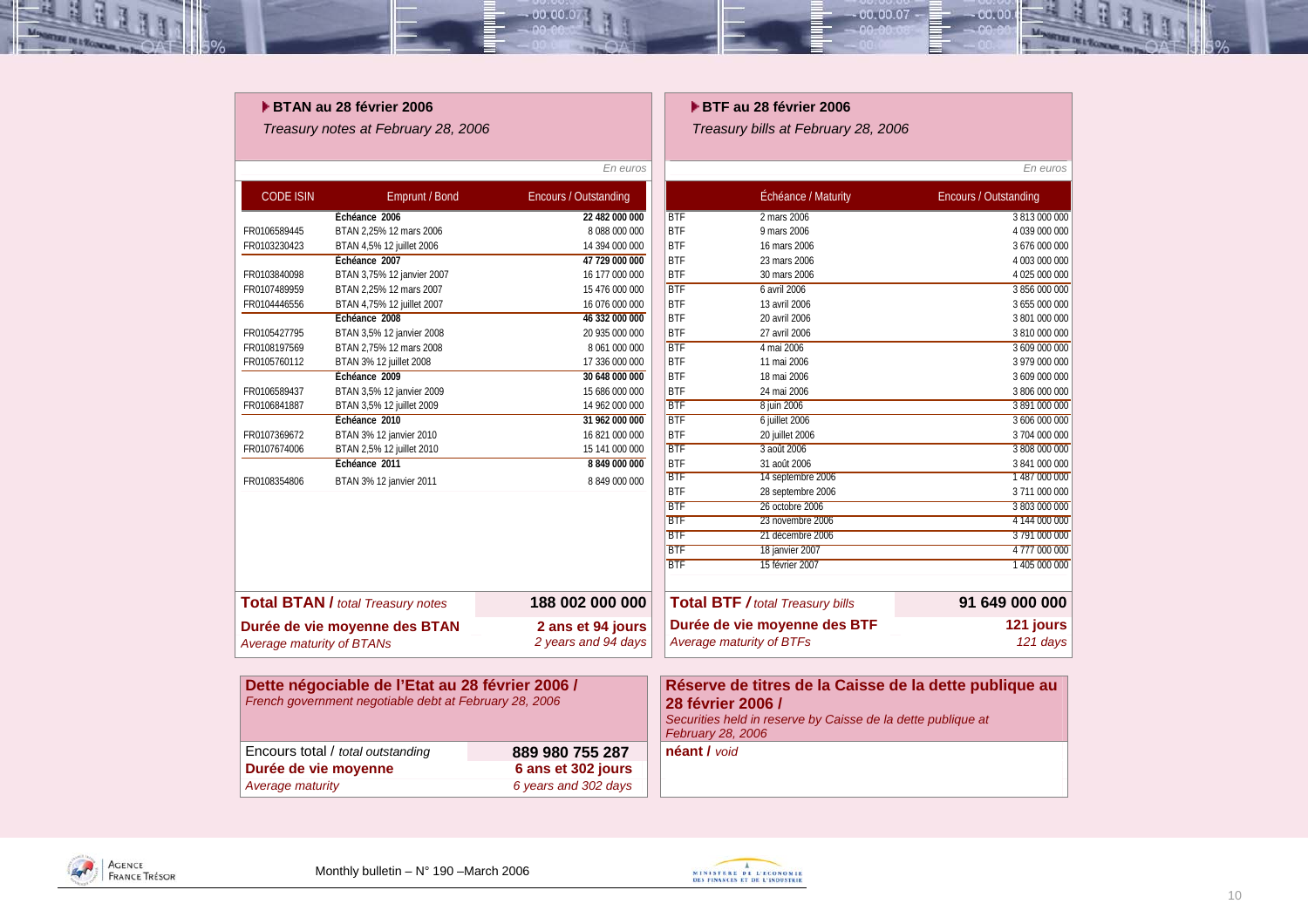## BTAN au 28 février 2006

*Treasury notes at February 28, 2006*

*En euros*

| CODE ISIN | Emprunt / Bond | Encours / Outstanding |
|---|---|---|
| | **Échéance 2006** | **22 482 000 000** |
| FR0106589445 | BTAN 2,25% 12 mars 2006 | 8 088 000 000 |
| FR0103230423 | BTAN 4,5% 12 juillet 2006 | 14 394 000 000 |
| | **Échéance 2007** | **47 729 000 000** |
| FR0103840098 | BTAN 3,75% 12 janvier 2007 | 16 177 000 000 |
| FR0107489959 | BTAN 2,25% 12 mars 2007 | 15 476 000 000 |
| FR0104446556 | BTAN 4,75% 12 juillet 2007 | 16 076 000 000 |
| | **Échéance 2008** | **46 332 000 000** |
| FR0105427795 | BTAN 3,5% 12 janvier 2008 | 20 935 000 000 |
| FR0108197569 | BTAN 2,75% 12 mars 2008 | 8 061 000 000 |
| FR0105760112 | BTAN 3% 12 juillet 2008 | 17 336 000 000 |
| | **Échéance 2009** | **30 648 000 000** |
| FR0106589437 | BTAN 3,5% 12 janvier 2009 | 15 686 000 000 |
| FR0106841887 | BTAN 3,5% 12 juillet 2009 | 14 962 000 000 |
| | **Échéance 2010** | **31 962 000 000** |
| FR0107369672 | BTAN 3% 12 janvier 2010 | 16 821 000 000 |
| FR0107674006 | BTAN 2,5% 12 juillet 2010 | 15 141 000 000 |
| | **Échéance 2011** | **8 849 000 000** |
| FR0108354806 | BTAN 3% 12 janvier 2011 | 8 849 000 000 |

| | |
|---|---|
| **Total BTAN /** *total Treasury notes* | **188 002 000 000** |
| **Durée de vie moyenne des BTAN** | **2 ans et 94 jours** |
| *Average maturity of BTANs* | *2 years and 94 days* |

## BTF au 28 février 2006

*Treasury bills at February 28, 2006*

*En euros*

| | Échéance / Maturity | Encours / Outstanding |
|---|---|---|
| BTF | 2 mars 2006 | 3 813 000 000 |
| BTF | 9 mars 2006 | 4 039 000 000 |
| BTF | 16 mars 2006 | 3 676 000 000 |
| BTF | 23 mars 2006 | 4 003 000 000 |
| BTF | 30 mars 2006 | 4 025 000 000 |
| BTF | 6 avril 2006 | 3 856 000 000 |
| BTF | 13 avril 2006 | 3 655 000 000 |
| BTF | 20 avril 2006 | 3 801 000 000 |
| BTF | 27 avril 2006 | 3 810 000 000 |
| BTF | 4 mai 2006 | 3 609 000 000 |
| BTF | 11 mai 2006 | 3 979 000 000 |
| BTF | 18 mai 2006 | 3 609 000 000 |
| BTF | 24 mai 2006 | 3 806 000 000 |
| BTF | 8 juin 2006 | 3 891 000 000 |
| BTF | 6 juillet 2006 | 3 606 000 000 |
| BTF | 20 juillet 2006 | 3 704 000 000 |
| BTF | 3 août 2006 | 3 808 000 000 |
| BTF | 31 août 2006 | 3 841 000 000 |
| BTF | 14 septembre 2006 | 1 487 000 000 |
| BTF | 28 septembre 2006 | 3 711 000 000 |
| BTF | 26 octobre 2006 | 3 803 000 000 |
| BTF | 23 novembre 2006 | 4 144 000 000 |
| BTF | 21 décembre 2006 | 3 791 000 000 |
| BTF | 18 janvier 2007 | 4 777 000 000 |
| BTF | 15 février 2007 | 1 405 000 000 |

| | |
|---|---|
| **Total BTF /** *total Treasury bills* | **91 649 000 000** |
| **Durée de vie moyenne des BTF** | **121 jours** |
| *Average maturity of BTFs* | *121 days* |

## Dette négociable de l'Etat au 28 février 2006 /

*French government negotiable debt at February 28, 2006*

| | |
|---|---|
| Encours total / *total outstanding* | **889 980 755 287** |
| **Durée de vie moyenne** | **6 ans et 302 jours** |
| *Average maturity* | *6 years and 302 days* |

## Réserve de titres de la Caisse de la dette publique au 28 février 2006 /

*Securities held in reserve by Caisse de la dette publique at February 28, 2006*

**néant /** *void*

Monthly bulletin – N° 190 –March 2006